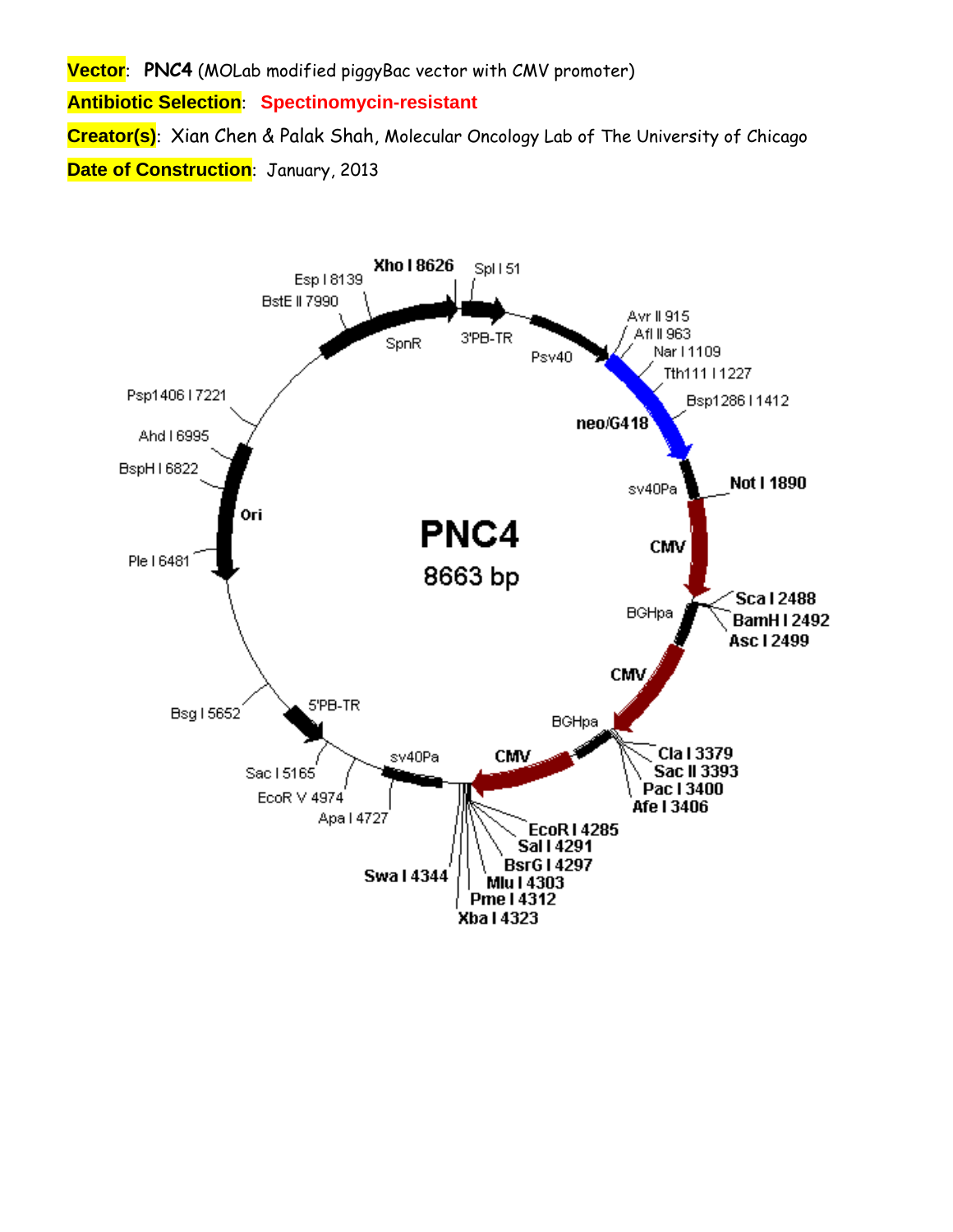**Vector**: **PNC4** (MOLab modified piggyBac vector with CMV promoter)

**Antibiotic Selection**: **Spectinomycin-resistant**

**Creator(s)**: Xian Chen & Palak Shah, Molecular Oncology Lab of The University of Chicago

**Date of Construction**: January, 2013

**PNC4**
8663 bp

Xho I 8626
Spl I 51
Esp I 8139
BstE II 7990
SpnR
3'PB-TR
Psv40
Avr II 915
Afl II 963
Nar I 1109
Tth111 I 1227
Bsp1286 I 1412
neo/G418
sv40Pa
Not I 1890
CMV
Sca I 2488
BamH I 2492
Asc I 2499
BGHpa
CMV
BGHpa
Cla I 3379
Sac II 3393
Pac I 3400
Afe I 3406
CMV
EcoR I 4285
Sal I 4291
BsrG I 4297
Mlu I 4303
Pme I 4312
Xba I 4323
Swa I 4344
sv40Pa
Apa I 4727
EcoR V 4974
Sac I 5165
5'PB-TR
Bsg I 5652
Ple I 6481
Ori
BspH I 6822
Ahd I 6995
Psp1406 I 7221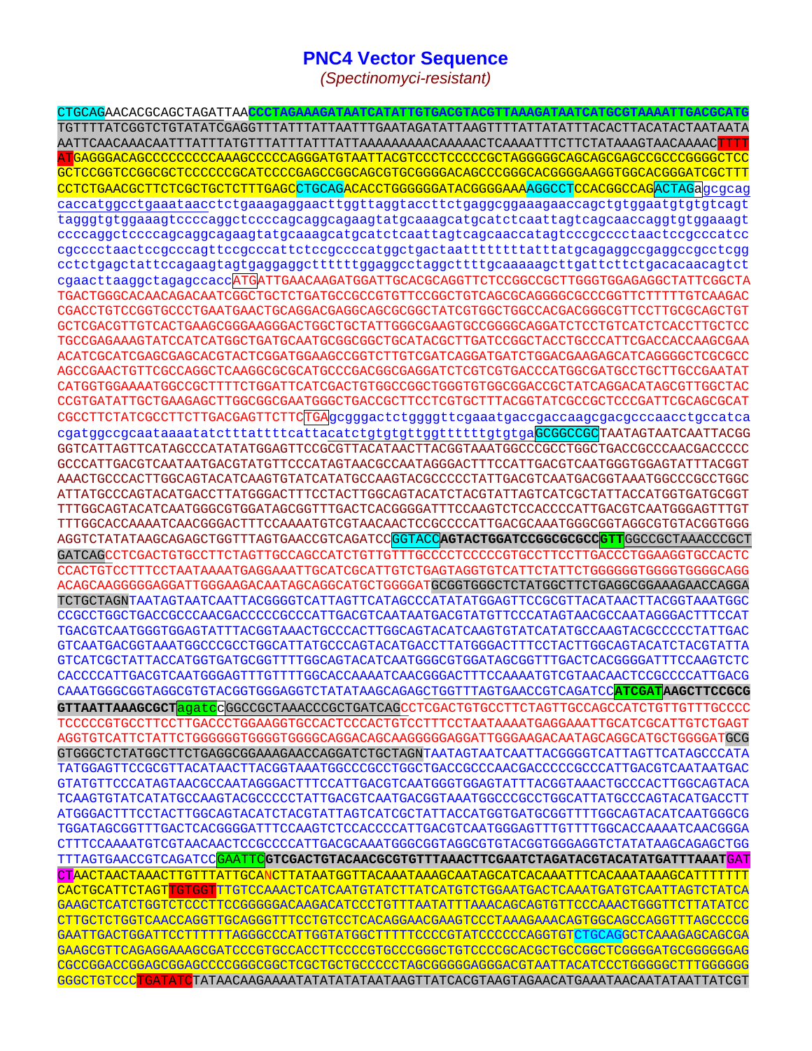# PNC4 Vector Sequence

*(Spectinomyci-resistant)*

```
CTGCAGAACACGCAGCTAGATTAACCCTAGAAAGATAATCATATTGTGACGTACGTTAAAGATAATCATGCGTAAAATTGACGCATG
TGTTTTATCGGTCTGTATATCGAGGTTTATTTATTAATTTGAATAGATATTAAGTTTTATTATATTTACACTTACATACTAATAATA
AATTCAACAAACAATTTATTTATGTTTATTTATTTATTAAAAAAAAACAAAAACTCAAAATTTCTTCTATAAAGTAACAAAACTTTT
ATGAGGGACAGCCCCCCCCCAAAGCCCCCAGGGATGTAATTACGTCCCTCCCCCGCTAGGGGGCAGCAGCGAGCCGCCCGGGGCTCC
GCTCCGGTCCGGCGCTCCCCCCGCATCCCCGAGCCGGCAGCGTGCGGGGACAGCCCGGGCACGGGGAAGGTGGCACGGGATCGCTTT
CCTCTGAACGCTTCTCGCTGCTCTTTGAGCCTGCAGACACCTGGGGGGATACGGGGAAAAGGCCTCCACGGCCAGACTAGAgcgcag
caccatggcctgaaataacctctgaaagaggaacttggttaggtaccttctgaggcggaaagaaccagctgtggaatgtgtgtcagt
tagggtgtggaaagtccccaggctccccagcaggcagaagtatgcaaagcatgcatctcaattagtcagcaaccaggtgtggaaagt
ccccaggctccccagcaggcagaagtatgcaaagcatgcatctcaattagtcagcaaccatagtcccgcccctaactccgcccatcc
cgcccctaactccgcccagttccgcccattctccgccccatggctgactaattttttttatttatgcagaggccgaggccgcctcgg
cctctgagctattccagaagtagtgaggaggcttttttggaggcctaggcttttgcaaaaagcttgattcttctgacacaacagtct
cgaacttaaggctagagccaccATGATTGAACAAGATGGATTGCACGCAGGTTCTCCGGCCGCTTGGGTGGAGAGGCTATTCGGCTA
TGACTGGGCACAACAGACAATCGGCTGCTCTGATGCCGCCGTGTTCCGGCTGTCAGCGCAGGGGCGCCCGGTTCTTTTTGTCAAGAC
CGACCTGTCCGGTGCCCTGAATGAACTGCAGGACGAGGCAGCGCGGCTATCGTGGCTGGCCACGACGGGCGTTCCTTGCGCAGCTGT
GCTCGACGTTGTCACTGAAGCGGGAAGGGACTGGCTGCTATTGGGCGAAGTGCCGGGGCAGGATCTCCTGTCATCTCACCTTGCTCC
TGCCGAGAAAGTATCCATCATGGCTGATGCAATGCGGCGGCTGCATACGCTTGATCCGGCTACCTGCCCATTCGACCACCAAGCGAA
ACATCGCATCGAGCGAGCACGTACTCGGATGGAAGCCGGTCTTGTCGATCAGGATGATCTGGACGAAGAGCATCAGGGGCTCGCGCC
AGCCGAACTGTTCGCCAGGCTCAAGGCGCGCATGCCCGACGGCGAGGATCTCGTCGTGACCCATGGCGATGCCTGCTTGCCGAATAT
CATGGTGGAAAATGGCCGCTTTTCTGGATTCATCGACTGTGGCCGGCTGGGTGTGGCGGACCGCTATCAGGACATAGCGTTGGCTAC
CCGTGATATTGCTGAAGAGCTTGGCGGCGAATGGGCTGACCGCTTCCTCGTGCTTTACGGTATCGCCGCTCCCGATTCGCAGCGCAT
CGCCTTCTATCGCCTTCTTGACGAGTTCTTCTGAgcgggactctggggttcgaaatgaccgaccaagcgacgcccaacctgccatca
cgatggccgcaataaaatatctttattttcattacatctgtgtgttggttttttgtgtgaGCGGCCGCTAATAGTAATCAATTACGG
GGTCATTAGTTCATAGCCCATATATGGAGTTCCGCGTTACATAACTTACGGTAAATGGCCCGCCTGGCTGACCGCCCAACGACCCCC
GCCCATTGACGTCAATAATGACGTATGTTCCCATAGTAACGCCAATAGGGACTTTCCATTGACGTCAATGGGTGGAGTATTTACGGT
AAACTGCCCACTTGGCAGTACATCAAGTGTATCATATGCCAAGTACGCCCCCTATTGACGTCAATGACGGTAAATGGCCCGCCTGGC
ATTATGCCCAGTACATGACCTTATGGGACTTTCCTACTTGGCAGTACATCTACGTATTAGTCATCGCTATTACCATGGTGATGCGGT
TTTGGCAGTACATCAATGGGCGTGGATAGCGGTTTGACTCACGGGGATTTCCAAGTCTCCACCCCATTGACGTCAATGGGAGTTTGT
TTTGGCACCAAAATCAACGGGACTTTCCAAAATGTCGTAACAACTCCGCCCCATTGACGCAAATGGGCGGTAGGCGTGTACGGTGGG
AGGTCTATATAAGCAGAGCTGGTTTAGTGAACCGTCAGATCCGGTACCAGTACTGGATCCGGCGCGCCGTTGGCCGCTAAACCCGCT
GATCAGCCTCGACTGTGCCTTCTAGTTGCCAGCCATCTGTTGTTTGCCCCTCCCCCGTGCCTTCCTTGACCCTGGAAGGTGCCACTC
CCACTGTCCTTTCCTAATAAAATGAGGAAATTGCATCGCATTGTCTGAGTAGGTGTCATTCTATTCTGGGGGGTGGGGTGGGGCAGG
ACAGCAAGGGGGAGGATTGGGAAGACAATAGCAGGCATGCTGGGGATGCGGTGGGCTCTATGGCTTCTGAGGCGGAAAGAACCAGGA
TCTGCTAGNTAATAGTAATCAATTACGGGGTCATTAGTTCATAGCCCATATATGGAGTTCCGCGTTACATAACTTACGGTAAATGGC
CCGCCTGGCTGACCGCCCAACGACCCCCGCCCATTGACGTCAATAATGACGTATGTTCCCATAGTAACGCCAATAGGGACTTTCCAT
TGACGTCAATGGGTGGAGTATTTACGGTAAACTGCCCACTTGGCAGTACATCAAGTGTATCATATGCCAAGTACGCCCCCTATTGAC
GTCAATGACGGTAAATGGCCCGCCTGGCATTATGCCCAGTACATGACCTTATGGGACTTTCCTACTTGGCAGTACATCTACGTATTA
GTCATCGCTATTACCATGGTGATGCGGTTTTGGCAGTACATCAATGGGCGTGGATAGCGGTTTGACTCACGGGGATTTCCAAGTCTC
CACCCCATTGACGTCAATGGGAGTTTGTTTTGGCACCAAAATCAACGGGACTTTCCAAAATGTCGTAACAACTCCGCCCCATTGACG
CAAATGGGCGGTAGGCGTGTACGGTGGGAGGTCTATATAAGCAGAGCTGGTTTAGTGAACCGTCAGATCCATCGATAAGCTTCCGCG
GTTAATTAAAGCGCTagatccGGCCGCTAAACCCGCTGATCAGCCTCGACTGTGCCTTCTAGTTGCCAGCCATCTGTTGTTTGCCCC
TCCCCCGTGCCTTCCTTGACCCTGGAAGGTGCCACTCCCACTGTCCTTTCCTAATAAAATGAGGAAATTGCATCGCATTGTCTGAGT
AGGTGTCATTCTATTCTGGGGGGTGGGGTGGGGCAGGACAGCAAGGGGGAGGATTGGGAAGACAATAGCAGGCATGCTGGGGATGCG
GTGGGCTCTATGGCTTCTGAGGCGGAAAGAACCAGGATCTGCTAGNTAATAGTAATCAATTACGGGGTCATTAGTTCATAGCCCATA
TATGGAGTTCCGCGTTACATAACTTACGGTAAATGGCCCGCCTGGCTGACCGCCCAACGACCCCCGCCCATTGACGTCAATAATGAC
GTATGTTCCCATAGTAACGCCAATAGGGACTTTCCATTGACGTCAATGGGTGGAGTATTTACGGTAAACTGCCCACTTGGCAGTACA
TCAAGTGTATCATATGCCAAGTACGCCCCCTATTGACGTCAATGACGGTAAATGGCCCGCCTGGCATTATGCCCAGTACATGACCTT
ATGGGACTTTCCTACTTGGCAGTACATCTACGTATTAGTCATCGCTATTACCATGGTGATGCGGTTTTGGCAGTACATCAATGGGCG
TGGATAGCGGTTTGACTCACGGGGATTTCCAAGTCTCCACCCCATTGACGTCAATGGGAGTTTGTTTTGGCACCAAAATCAACGGGA
CTTTCCAAAATGTCGTAACAACTCCGCCCCATTGACGCAAATGGGCGGTAGGCGTGTACGGTGGGAGGTCTATATAAGCAGAGCTGG
TTTAGTGAACCGTCAGATCCGAATTCGTCGACTGTACAACGCGTGTTTAAACTTCGAATCTAGATACGTACATATGATTTAAATGAT
CTAACTAACTAAACTTGTTTATTGCANCTTATAATGGTTACAAATAAAGCAATAGCATCACAAATTTCACAAATAAAGCATTTTTTT
CACTGCATTCTAGTTGTGGTTTGTCCAAACTCATCAATGTATCTTATCATGTCTGGAATGACTCAAATGATGTCAATTAGTCTATCA
GAAGCTCATCTGGTCTCCCTTCCGGGGGACAAGACATCCCTGTTTAATATTTAAACAGCAGTGTTCCCAAACTGGGTTCTTATATCC
CTTGCTCTGGTCAACCAGGTTGCAGGGTTTCCTGTCCTCACAGGAACGAAGTCCCTAAAGAAACAGTGGCAGCCAGGTTTAGCCCCG
GAATTGACTGGATTCCTTTTTTAGGGCCCATTGGTATGGCTTTTTCCCCGTATCCCCCCAGGTGTCTGCAGGCTCAAAGAGCAGCGA
GAAGCGTTCAGAGGAAAGCGATCCCGTGCCACCTTCCCCGTGCCCGGGCTGTCCCCGCACGCTGCCGGCTCGGGGATGCGGGGGGAG
CGCCGGACCGGAGCGGAGCCCCGGGCGGCTCGCTGCTGCCCCCTAGCGGGGGAGGGACGTAATTACATCCCTGGGGGCTTTGGGGGG
GGGCTGTCCCTGATATCTATAACAAGAAAATATATATATATAATAAGTTATCACGTAAGTAGAACATGAAATAACAATATAATTATCGT
```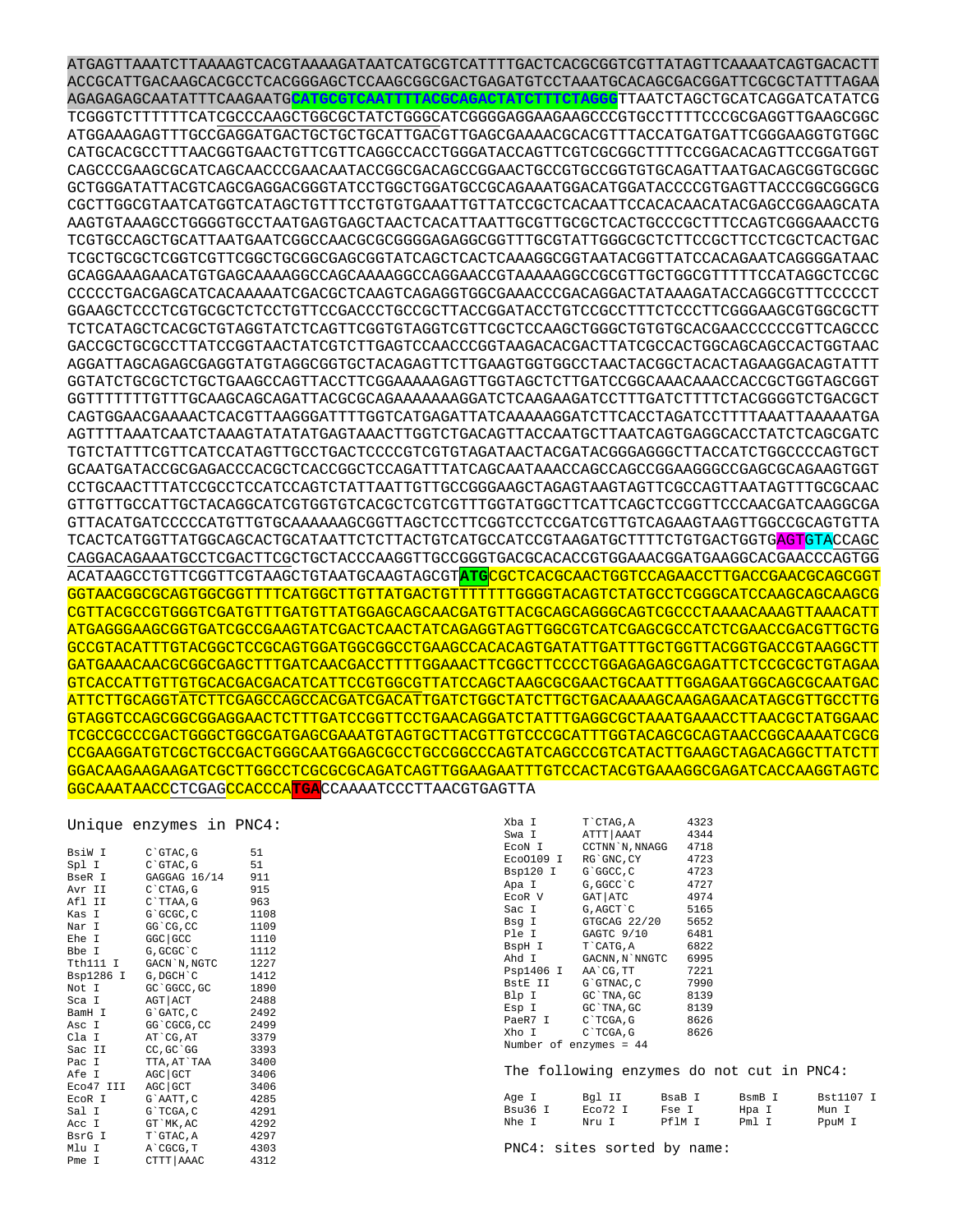```
ATGAGTTAAATCTTAAAAGTCACGTAAAAGATAATCATGCGTCATTTTGACTCACGCGGTCGTTATAGTTCAAAATCAGTGACACTT
ACCGCATTGACAAGCACGCCTCACGGGAGCTCCAAGCGGCGACTGAGATGTCCTAAATGCACAGCGACGGATTCGCGCTATTTAGAA
AGAGAGAGCAATATTTCAAGAATGCATGCGTCAATTTTACGCAGACTATCTTTCTAGGGTTAATCTAGCTGCATCAGGATCATATCG
TCGGGTCTTTTTTCATCGCCCAAGCTGGCGCTATCTGGGCATCGGGGAGGAAGAAGCCCGTGCCTTTTCCCGCGAGGTTGAAGCGG
ATGGAAAGAGTTTGCCGAGGATGACTGCTGCTGCATTGACGTTGAGCGAAAACGCACGTTTACCATGATGATTCGGGAAGGTGTGGC
CATGCACGCCTTTAACGGTGAACTGTTCGTTCAGGCCACCTGGGATACCAGTTCGTCGCGGCTTTTCCGGACACAGTTCCGGATGGT
CAGCCCGAAGCGCATCAGCAACCCGAACAATACCGGCGACAGCCGGAACTGCCGTGCCGGTGTGCAGATTAATGACAGCGGTGCGGC
GCTGGGATATTACGTCAGCGAGGACGGGTATCCTGGCTGGATGCCGCAGAAATGGACATGGATACCCCGTGAGTTACCCGGCGGGCG
CGCTTGGCGTAATCATGGTCATAGCTGTTTCCTGTGTGAAATTGTTATCCGCTCACAATTCCACACAACATACGAGCCGGAAGCATA
AAGTGTAAAGCCTGGGGTGCCTAATGAGTGAGCTAACTCACATTAATTGCGTTGCGCTCACTGCCCGCTTTCCAGTCGGGAAACCTG
TCGTGCCAGCTGCATTAATGAATCGGCCAACGCGCGGGGAGAGGCGGTTTGCGTATTGGGCGCTCTTCCGCTTCCTCGCTCACTGAC
TCGCTGCGCTCGGTCGTTCGGCTGCGGCGAGCGGTATCAGCTCACTCAAAGGCGGTAATACGGTTATCCACAGAATCAGGGGATAAC
GCAGGAAAGAACATGTGAGCAAAAGGCCAGCAAAAGGCCAGGAACCGTAAAAAGGCCGCGTTGCTGGCGTTTTTCCATAGGCTCCGC
CCCCCTGACGAGCATCACAAAAATCGACGCTCAAGTCAGAGGTGGCGAAACCCGACAGGACTATAAAGATACCAGGCGTTTCCCCCT
GGAAGCTCCCTCGTGCGCTCTCCTGTTCCGACCCTGCCGCTTACCGGATACCTGTCCGCCTTTCTCCCTTCGGGAAGCGTGGCGCTT
TCTCATAGCTCACGCTGTAGGTATCTCAGTTCGGTGTAGGTCGTTCGCTCCAAGCTGGGCTGTGTGCACGAACCCCCCGTTCAGCCC
GACCGCTGCGCCTTATCCGGTAACTATCGTCTTGAGTCCAACCCGGTAAGACACGACTTATCGCCACTGGCAGCAGCCACTGGTAAC
AGGATTAGCAGAGCGAGGTATGTAGGCGGTGCTACAGAGTTCTTGAAGTGGTGGCCTAACTACGGCTACACTAGAAGGACAGTATTT
GGTATCTGCGCTCTGCTGAAGCCAGTTACCTTCGGAAAAAGAGTTGGTAGCTCTTGATCCGGCAAACAAACCACCGCTGGTAGCGGT
GGTTTTTTTGTTTGCAAGCAGCAGATTACGCGCAGAAAAAAAGGATCTCAAGAAGATCCTTTGATCTTTTCTACGGGGTCTGACGCT
CAGTGGAACGAAAACTCACGTTAAGGGATTTTGGTCATGAGATTATCAAAAAGGATCTTCACCTAGATCCTTTTAAATTAAAAATGA
AGTTTTAAATCAATCTAAAGTATATATGAGTAAACTTGGTCTGACAGTTACCAATGCTTAATCAGTGAGGCACCTATCTCAGCGATC
TGTCTATTTCGTTCATCCATAGTTGCCTGACTCCCCGTCGTGTAGATAACTACGATACGGGAGGGCTTACCATCTGGCCCCAGTGCT
GCAATGATACCGCGAGACCCACGCTCACCGGCTCCAGATTTATCAGCAATAAACCAGCCAGCCGGAAGGGCCGAGCGCAGAAGTGGT
CCTGCAACTTTATCCGCCTCCATCCAGTCTATTAATTGTTGCCGGGAAGCTAGAGTAAGTAGTTCGCCAGTTAATAGTTTGCGCAAC
GTTGTTGCCATTGCTACAGGCATCGTGGTGTCACGCTCGTCGTTTGGTATGGCTTCATTCAGCTCCGGTTCCCAACGATCAAGGCGA
GTTACATGATCCCCCATGTTGTGCAAAAAAGCGGTTAGCTCCTTCGGTCCTCCGATCGTTGTCAGAAGTAAGTTGGCCGCAGTGTTA
TCACTCATGGTTATGGCAGCACTGCATAATTCTCTTACTGTCATGCCATCCGTAAGATGCTTTTCTGTGACTGGTGAGTGTACCAGC
CAGGACAGAAATGCCTCGACTTCGCTGCTACCCAAGGTTGCCGGGTGACGCACACCGTGGAAACGGATGAAGGCACGAACCCAGTGG
ACATAAGCCTGTTCGGTTCGTAAGCTGTAATGCAAGTAGCGTATGCGCTCACGCAACTGGTCCAGAACCTTGACCGAACGCAGCGGT
GGTAACGGCGCAGTGGCGGTTTTCATGGCTTGTTATGACTGTTTTTTTGGGGTACAGTCTATGCCTCGGGCATCCAAGCAGCAAGCG
CGTTACGCCGTGGGTCGATGTTTGATGTTATGGAGCAGCAACGATGTTACGCAGCAGGGCAGTCGCCCTAAAACAAAGTTAAACATT
ATGAGGGAAGCGGTGATCGCCGAAGTATCGACTCAACTATCAGAGGTAGTTGGCGTCATCGAGCGCCATCTCGAACCGACGTTGCTG
GCCGTACATTTGTACGGCTCCGCAGTGGATGGCGGCCTGAAGCCACACAGTGATATTGATTTGCTGGTTACGGTGACCGTAAGGCTT
GATGAAACAACGCGGCGAGCTTTGATCAACGACCTTTTGGAAACTTCGGCTTCCCCTGGAGAGAGCGAGATTCTCCGCGCTGTAGAA
GTCACCATTGTTGTGCACGACGACATCATTCCGTGGCGTTATCCAGCTAAGCGCGAACTGCAATTTGGAGAATGGCAGCGCAATGAC
ATTCTTGCAGGTATCTTCGAGCCAGCCACGATCGACATTGATCTGGCTATCTTGCTGACAAAAGCAAGAGAACATAGCGTTGCCTTG
GTAGGTCCAGCGGCGGAGGAACTCTTTGATCCGGTTCCTGAACAGGATCTATTTGAGGCGCTAAATGAAACCTTAACGCTATGGAAC
TCGCCGCCCGACTGGGCTGGCGATGAGCGAAATGTAGTGCTTACGTTGTCCCGCATTTGGTACAGCGCAGTAACCGGCAAAATCGCG
CCGAAGGATGTCGCTGCCGACTGGGCAATGGAGCGCCTGCCGGCCCAGTATCAGCCCGTCATACTTGAAGCTAGACAGGCTTATCTT
GGACAAGAAGAAGATCGCTTGGCCTCGCGCGCAGATCAGTTGGAAGAATTTGTCCACTACGTGAAAGGCGAGATCACCAAGGTAGTC
GGCAAATAACCCTCGAGCCACCCATGACCAAAATCCCTTAACGTGAGTTA
```

Unique enzymes in PNC4:

| Enzyme | Site | Position |
|---|---|---|
| BsiW I | C`GTAC,G | 51 |
| Spl I | C`GTAC,G | 51 |
| BseR I | GAGGAG 16/14 | 911 |
| Avr II | C`CTAG,G | 915 |
| Afl II | C`TTAA,G | 963 |
| Kas I | G`GCGC,C | 1108 |
| Nar I | GG`CG,CC | 1109 |
| Ehe I | GGC\|GCC | 1110 |
| Bbe I | G,GCGC`C | 1112 |
| Tth111 I | GACN`N,NGTC | 1227 |
| Bsp1286 I | G,DGCH`C | 1412 |
| Not I | GC`GGCC,GC | 1890 |
| Sca I | AGT\|ACT | 2488 |
| BamH I | G`GATC,C | 2492 |
| Asc I | GG`CGCG,CC | 2499 |
| Cla I | AT`CG,AT | 3379 |
| Sac II | CC,GC`GG | 3393 |
| Pac I | TTA,AT`TAA | 3400 |
| Afe I | AGC\|GCT | 3406 |
| Eco47 III | AGC\|GCT | 3406 |
| EcoR I | G`AATT,C | 4285 |
| Sal I | G`TCGA,C | 4291 |
| Acc I | GT`MK,AC | 4292 |
| BsrG I | T`GTAC,A | 4297 |
| Mlu I | A`CGCG,T | 4303 |
| Pme I | CTTT\|AAAC | 4312 |
| Xba I | T`CTAG,A | 4323 |
| Swa I | ATTT\|AAAT | 4344 |
| EcoN I | CCTNN`N,NNAGG | 4718 |
| Eco0109 I | RG`GNC,CY | 4723 |
| Bsp120 I | G`GGCC,C | 4723 |
| Apa I | G,GGCC`C | 4727 |
| EcoR V | GAT\|ATC | 4974 |
| Sac I | G,AGCT`C | 5165 |
| Bsg I | GTGCAG 22/20 | 5652 |
| Ple I | GAGTC 9/10 | 6481 |
| BspH I | T`CATG,A | 6822 |
| Ahd I | GACNN,N`NNGTC | 6995 |
| Psp1406 I | AA`CG,TT | 7221 |
| BstE II | G`GTNAC,C | 7990 |
| Blp I | GC`TNA,GC | 8139 |
| Esp I | GC`TNA,GC | 8139 |
| PaeR7 I | C`TCGA,G | 8626 |
| Xho I | C`TCGA,G | 8626 |

Number of enzymes = 44

The following enzymes do not cut in PNC4:

| | | | | |
|---|---|---|---|---|
| Age I | Bgl II | BsaB I | BsmB I | Bst1107 I |
| Bsu36 I | Eco72 I | Fse I | Hpa I | Mun I |
| Nhe I | Nru I | PflM I | Pml I | PpuM I |

PNC4: sites sorted by name: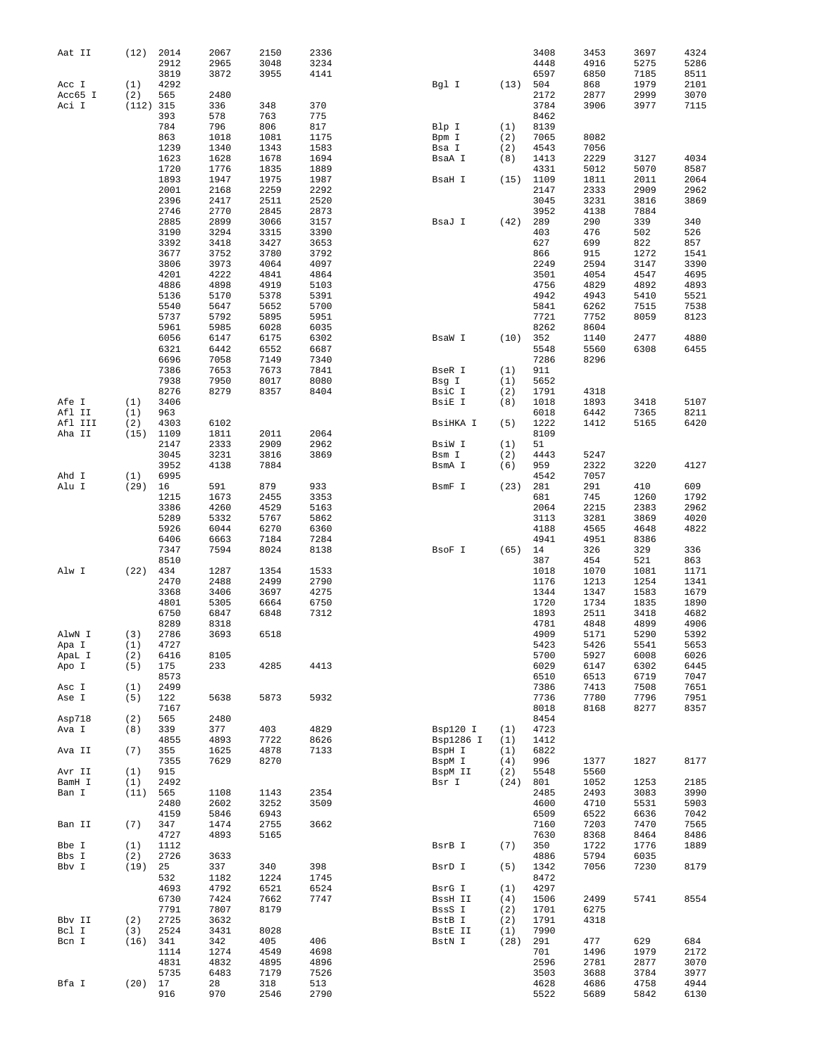```
Aat II     (12)  2014    2067    2150    2336
                 2912    2965    3048    3234
                 3819    3872    3955    4141
Acc I      (1)   4292
Acc65 I    (2)   565     2480
Aci I      (112) 315     336     348     370
                 393     578     763     775
                 784     796     806     817
                 863     1018    1081    1175
                 1239    1340    1343    1583
                 1623    1628    1678    1694
                 1720    1776    1835    1889
                 1893    1947    1975    1987
                 2001    2168    2259    2292
                 2396    2417    2511    2520
                 2746    2770    2845    2873
                 2885    2899    3066    3157
                 3190    3294    3315    3390
                 3392    3418    3427    3653
                 3677    3752    3780    3792
                 3806    3973    4064    4097
                 4201    4222    4841    4864
                 4886    4898    4919    5103
                 5136    5170    5378    5391
                 5540    5647    5652    5700
                 5737    5792    5895    5951
                 5961    5985    6028    6035
                 6056    6147    6175    6302
                 6321    6442    6552    6687
                 6696    7058    7149    7340
                 7386    7653    7673    7841
                 7938    7950    8017    8080
                 8276    8279    8357    8404
Afe I      (1)   3406
Afl II     (1)   963
Afl III    (2)   4303    6102
Aha II     (15)  1109    1811    2011    2064
                 2147    2333    2909    2962
                 3045    3231    3816    3869
                 3952    4138    7884
Ahd I      (1)   6995
Alu I      (29)  16      591     879     933
                 1215    1673    2455    3353
                 3386    4260    4529    5163
                 5289    5332    5767    5862
                 5926    6044    6270    6360
                 6406    6663    7184    7284
                 7347    7594    8024    8138
                 8510
Alw I      (22)  434     1287    1354    1533
                 2470    2488    2499    2790
                 3368    3406    3697    4275
                 4801    5305    6664    6750
                 6750    6847    6848    7312
                 8289    8318
AlwN I     (3)   2786    3693    6518
Apa I      (1)   4727
ApaL I     (2)   6416    8105
Apo I      (5)   175     233     4285    4413
                 8573
Asc I      (1)   2499
Ase I      (5)   122     5638    5873    5932
                 7167
Asp718     (2)   565     2480
Ava I      (8)   339     377     403     4829
                 4855    4893    7722    8626
Ava II     (7)   355     1625    4878    7133
                 7355    7629    8270
Avr II     (1)   915
BamH I     (1)   2492
Ban I      (11)  565     1108    1143    2354
                 2480    2602    3252    3509
                 4159    5846    6943
Ban II     (7)   347     1474    2755    3662
                 4727    4893    5165
Bbe I      (1)   1112
Bbs I      (2)   2726    3633
Bbv I      (19)  25      337     340     398
                 532     1182    1224    1745
                 4693    4792    6521    6524
                 6730    7424    7662    7747
                 7791    7807    8179
Bbv II     (2)   2725    3632
Bcl I      (3)   2524    3431    8028
Bcn I      (16)  341     342     405     406
                 1114    1274    4549    4698
                 4831    4832    4895    4896
                 5735    6483    7179    7526
Bfa I      (20)  17      28      318     513
                 916     970     2546    2790
                 3408    3453    3697    4324
                 4448    4916    5275    5286
                 6597    6850    7185    8511
Bgl I      (13)  504     868     1979    2101
                 2172    2877    2999    3070
                 3784    3906    3977    7115
                 8462
Blp I      (1)   8139
Bpm I      (2)   7065    8082
Bsa I      (2)   4543    7056
BsaA I     (8)   1413    2229    3127    4034
                 4331    5012    5070    8587
BsaH I     (15)  1109    1811    2011    2064
                 2147    2333    2909    2962
                 3045    3231    3816    3869
                 3952    4138    7884
BsaJ I     (42)  289     290     339     340
                 403     476     502     526
                 627     699     822     857
                 866     915     1272    1541
                 2249    2594    3147    3390
                 3501    4054    4547    4695
                 4756    4829    4892    4893
                 4942    4943    5410    5521
                 5841    6262    7515    7538
                 7721    7752    8059    8123
                 8262    8604
BsaW I     (10)  352     1140    2477    4880
                 5548    5560    6308    6455
                 7286    8296
BseR I     (1)   911
Bsg I      (1)   5652
BsiC I     (2)   1791    4318
BsiE I     (8)   1018    1893    3418    5107
                 6018    6442    7365    8211
BsiHKA I   (5)   1222    1412    5165    6420
                 8109
BsiW I     (1)   51
Bsm I      (2)   4443    5247
BsmA I     (6)   959     2322    3220    4127
                 4542    7057
BsmF I     (23)  281     291     410     609
                 681     745     1260    1792
                 2064    2215    2383    2962
                 3113    3281    3869    4020
                 4188    4565    4648    4822
                 4941    4951    8386
BsoF I     (65)  14      326     329     336
                 387     454     521     863
                 1018    1070    1081    1171
                 1176    1213    1254    1341
                 1344    1347    1583    1679
                 1720    1734    1835    1890
                 1893    2511    3418    4682
                 4781    4848    4899    4906
                 4909    5171    5290    5392
                 5423    5426    5541    5653
                 5700    5927    6008    6026
                 6029    6147    6302    6445
                 6510    6513    6719    7047
                 7386    7413    7508    7651
                 7736    7780    7796    7951
                 8018    8168    8277    8357
                 8454
Bsp120 I   (1)   4723
Bsp1286 I  (1)   1412
BspH I     (1)   6822
BspM I     (4)   996     1377    1827    8177
BspM II    (2)   5548    5560
Bsr I      (24)  801     1052    1253    2185
                 2485    2493    3083    3990
                 4600    4710    5531    5903
                 6509    6522    6636    7042
                 7160    7203    7470    7565
                 7630    8368    8464    8486
BsrB I     (7)   350     1722    1776    1889
                 4886    5794    6035
BsrD I     (5)   1342    7056    7230    8179
                 8472
BsrG I     (1)   4297
BssH II    (4)   1506    2499    5741    8554
BssS I     (2)   1701    6275
BstB I     (2)   1791    4318
BstE II    (1)   7990
BstN I     (28)  291     477     629     684
                 701     1496    1979    2172
                 2596    2781    2877    3070
                 3503    3688    3784    3977
                 4628    4686    4758    4944
                 5522    5689    5842    6130
```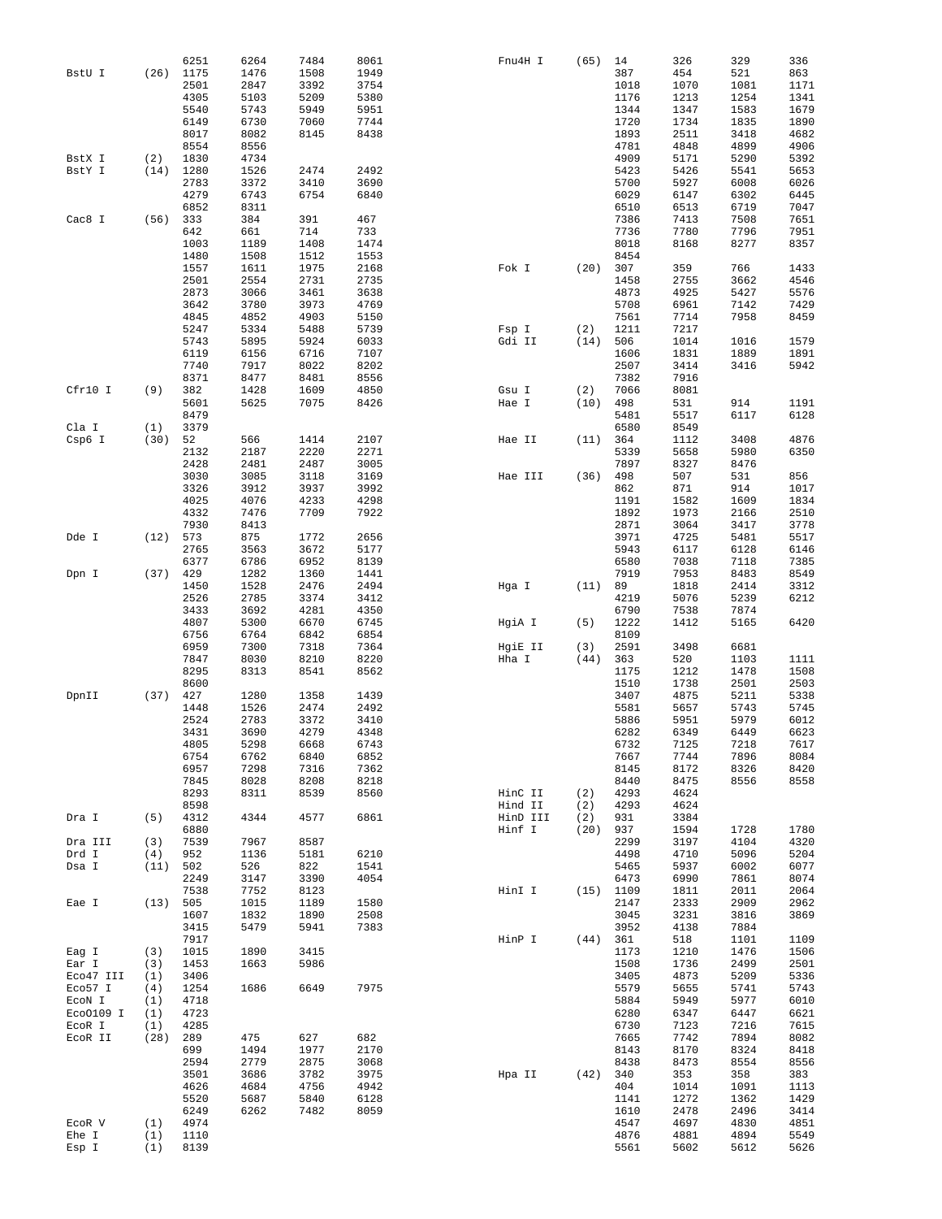| Enzyme | Count | Positions | | | |
|---|---|---|---|---|---|
| | | 6251 | 6264 | 7484 | 8061 |
| BstU I | (26) | 1175 | 1476 | 1508 | 1949 |
| | | 2501 | 2847 | 3392 | 3754 |
| | | 4305 | 5103 | 5209 | 5380 |
| | | 5540 | 5743 | 5949 | 5951 |
| | | 6149 | 6730 | 7060 | 7744 |
| | | 8017 | 8082 | 8145 | 8438 |
| | | 8554 | 8556 | | |
| BstX I | (2) | 1830 | 4734 | | |
| BstY I | (14) | 1280 | 1526 | 2474 | 2492 |
| | | 2783 | 3372 | 3410 | 3690 |
| | | 4279 | 6743 | 6754 | 6840 |
| | | 6852 | 8311 | | |
| Cac8 I | (56) | 333 | 384 | 391 | 467 |
| | | 642 | 661 | 714 | 733 |
| | | 1003 | 1189 | 1408 | 1474 |
| | | 1480 | 1508 | 1512 | 1553 |
| | | 1557 | 1611 | 1975 | 2168 |
| | | 2501 | 2554 | 2731 | 2735 |
| | | 2873 | 3066 | 3461 | 3638 |
| | | 3642 | 3780 | 3973 | 4769 |
| | | 4845 | 4852 | 4903 | 5150 |
| | | 5247 | 5334 | 5488 | 5739 |
| | | 5743 | 5895 | 5924 | 6033 |
| | | 6119 | 6156 | 6716 | 7107 |
| | | 7740 | 7917 | 8022 | 8202 |
| | | 8371 | 8477 | 8481 | 8556 |
| Cfr10 I | (9) | 382 | 1428 | 1609 | 4850 |
| | | 5601 | 5625 | 7075 | 8426 |
| | | 8479 | | | |
| Cla I | (1) | 3379 | | | |
| Csp6 I | (30) | 52 | 566 | 1414 | 2107 |
| | | 2132 | 2187 | 2220 | 2271 |
| | | 2428 | 2481 | 2487 | 3005 |
| | | 3030 | 3085 | 3118 | 3169 |
| | | 3326 | 3912 | 3937 | 3992 |
| | | 4025 | 4076 | 4233 | 4298 |
| | | 4332 | 7476 | 7709 | 7922 |
| | | 7930 | 8413 | | |
| Dde I | (12) | 573 | 875 | 1772 | 2656 |
| | | 2765 | 3563 | 3672 | 5177 |
| | | 6377 | 6786 | 6952 | 8139 |
| Dpn I | (37) | 429 | 1282 | 1360 | 1441 |
| | | 1450 | 1528 | 2476 | 2494 |
| | | 2526 | 2785 | 3374 | 3412 |
| | | 3433 | 3692 | 4281 | 4350 |
| | | 4807 | 5300 | 6670 | 6745 |
| | | 6756 | 6764 | 6842 | 6854 |
| | | 6959 | 7300 | 7318 | 7364 |
| | | 7847 | 8030 | 8210 | 8220 |
| | | 8295 | 8313 | 8541 | 8562 |
| | | 8600 | | | |
| DpnII | (37) | 427 | 1280 | 1358 | 1439 |
| | | 1448 | 1526 | 2474 | 2492 |
| | | 2524 | 2783 | 3372 | 3410 |
| | | 3431 | 3690 | 4279 | 4348 |
| | | 4805 | 5298 | 6668 | 6743 |
| | | 6754 | 6762 | 6840 | 6852 |
| | | 6957 | 7298 | 7316 | 7362 |
| | | 7845 | 8028 | 8208 | 8218 |
| | | 8293 | 8311 | 8539 | 8560 |
| | | 8598 | | | |
| Dra I | (5) | 4312 | 4344 | 4577 | 6861 |
| | | 6880 | | | |
| Dra III | (3) | 7539 | 7967 | 8587 | |
| Drd I | (4) | 952 | 1136 | 5181 | 6210 |
| Dsa I | (11) | 502 | 526 | 822 | 1541 |
| | | 2249 | 3147 | 3390 | 4054 |
| | | 7538 | 7752 | 8123 | |
| Eae I | (13) | 505 | 1015 | 1189 | 1580 |
| | | 1607 | 1832 | 1890 | 2508 |
| | | 3415 | 5479 | 5941 | 7383 |
| | | 7917 | | | |
| Eag I | (3) | 1015 | 1890 | 3415 | |
| Ear I | (3) | 1453 | 1663 | 5986 | |
| Eco47 III | (1) | 3406 | | | |
| Eco57 I | (4) | 1254 | 1686 | 6649 | 7975 |
| EcoN I | (1) | 4718 | | | |
| EcoO109 I | (1) | 4723 | | | |
| EcoR I | (1) | 4285 | | | |
| EcoR II | (28) | 289 | 475 | 627 | 682 |
| | | 699 | 1494 | 1977 | 2170 |
| | | 2594 | 2779 | 2875 | 3068 |
| | | 3501 | 3686 | 3782 | 3975 |
| | | 4626 | 4684 | 4756 | 4942 |
| | | 5520 | 5687 | 5840 | 6128 |
| | | 6249 | 6262 | 7482 | 8059 |
| EcoR V | (1) | 4974 | | | |
| Ehe I | (1) | 1110 | | | |
| Esp I | (1) | 8139 | | | |
| Fnu4H I | (65) | 14 | 326 | 329 | 336 |
| | | 387 | 454 | 521 | 863 |
| | | 1018 | 1070 | 1081 | 1171 |
| | | 1176 | 1213 | 1254 | 1341 |
| | | 1344 | 1347 | 1583 | 1679 |
| | | 1720 | 1734 | 1835 | 1890 |
| | | 1893 | 2511 | 3418 | 4682 |
| | | 4781 | 4848 | 4899 | 4906 |
| | | 4909 | 5171 | 5290 | 5392 |
| | | 5423 | 5426 | 5541 | 5653 |
| | | 5700 | 5927 | 6008 | 6026 |
| | | 6029 | 6147 | 6302 | 6445 |
| | | 6510 | 6513 | 6719 | 7047 |
| | | 7386 | 7413 | 7508 | 7651 |
| | | 7736 | 7780 | 7796 | 7951 |
| | | 8018 | 8168 | 8277 | 8357 |
| | | 8454 | | | |
| Fok I | (20) | 307 | 359 | 766 | 1433 |
| | | 1458 | 2755 | 3662 | 4546 |
| | | 4873 | 4925 | 5427 | 5576 |
| | | 5708 | 6961 | 7142 | 7429 |
| | | 7561 | 7714 | 7958 | 8459 |
| Fsp I | (2) | 1211 | 7217 | | |
| Gdi II | (14) | 506 | 1014 | 1016 | 1579 |
| | | 1606 | 1831 | 1889 | 1891 |
| | | 2507 | 3414 | 3416 | 5942 |
| | | 7382 | 7916 | | |
| Gsu I | (2) | 7066 | 8081 | | |
| Hae I | (10) | 498 | 531 | 914 | 1191 |
| | | 5481 | 5517 | 6117 | 6128 |
| | | 6580 | 8549 | | |
| Hae II | (11) | 364 | 1112 | 3408 | 4876 |
| | | 5339 | 5658 | 5980 | 6350 |
| | | 7897 | 8327 | 8476 | |
| Hae III | (36) | 498 | 507 | 531 | 856 |
| | | 862 | 871 | 914 | 1017 |
| | | 1191 | 1582 | 1609 | 1834 |
| | | 1892 | 1973 | 2166 | 2510 |
| | | 2871 | 3064 | 3417 | 3778 |
| | | 3971 | 4725 | 5481 | 5517 |
| | | 5943 | 6117 | 6128 | 6146 |
| | | 6580 | 7038 | 7118 | 7385 |
| | | 7919 | 7953 | 8483 | 8549 |
| Hga I | (11) | 89 | 1818 | 2414 | 3312 |
| | | 4219 | 5076 | 5239 | 6212 |
| | | 6790 | 7538 | 7874 | |
| HgiA I | (5) | 1222 | 1412 | 5165 | 6420 |
| | | 8109 | | | |
| HgiE II | (3) | 2591 | 3498 | 6681 | |
| Hha I | (44) | 363 | 520 | 1103 | 1111 |
| | | 1175 | 1212 | 1478 | 1508 |
| | | 1510 | 1738 | 2501 | 2503 |
| | | 3407 | 4875 | 5211 | 5338 |
| | | 5581 | 5657 | 5743 | 5745 |
| | | 5886 | 5951 | 5979 | 6012 |
| | | 6282 | 6349 | 6449 | 6623 |
| | | 6732 | 7125 | 7218 | 7617 |
| | | 7667 | 7744 | 7896 | 8084 |
| | | 8145 | 8172 | 8326 | 8420 |
| | | 8440 | 8475 | 8556 | 8558 |
| HinC II | (2) | 4293 | 4624 | | |
| Hind II | (2) | 4293 | 4624 | | |
| HinD III | (2) | 931 | 3384 | | |
| Hinf I | (20) | 937 | 1594 | 1728 | 1780 |
| | | 2299 | 3197 | 4104 | 4320 |
| | | 4498 | 4710 | 5096 | 5204 |
| | | 5465 | 5937 | 6002 | 6077 |
| | | 6473 | 6990 | 7861 | 8074 |
| HinI I | (15) | 1109 | 1811 | 2011 | 2064 |
| | | 2147 | 2333 | 2909 | 2962 |
| | | 3045 | 3231 | 3816 | 3869 |
| | | 3952 | 4138 | 7884 | |
| HinP I | (44) | 361 | 518 | 1101 | 1109 |
| | | 1173 | 1210 | 1476 | 1506 |
| | | 1508 | 1736 | 2499 | 2501 |
| | | 3405 | 4873 | 5209 | 5336 |
| | | 5579 | 5655 | 5741 | 5743 |
| | | 5884 | 5949 | 5977 | 6010 |
| | | 6280 | 6347 | 6447 | 6621 |
| | | 6730 | 7123 | 7216 | 7615 |
| | | 7665 | 7742 | 7894 | 8082 |
| | | 8143 | 8170 | 8324 | 8418 |
| | | 8438 | 8473 | 8554 | 8556 |
| Hpa II | (42) | 340 | 353 | 358 | 383 |
| | | 404 | 1014 | 1091 | 1113 |
| | | 1141 | 1272 | 1362 | 1429 |
| | | 1610 | 2478 | 2496 | 3414 |
| | | 4547 | 4697 | 4830 | 4851 |
| | | 4876 | 4881 | 4894 | 5549 |
| | | 5561 | 5602 | 5612 | 5626 |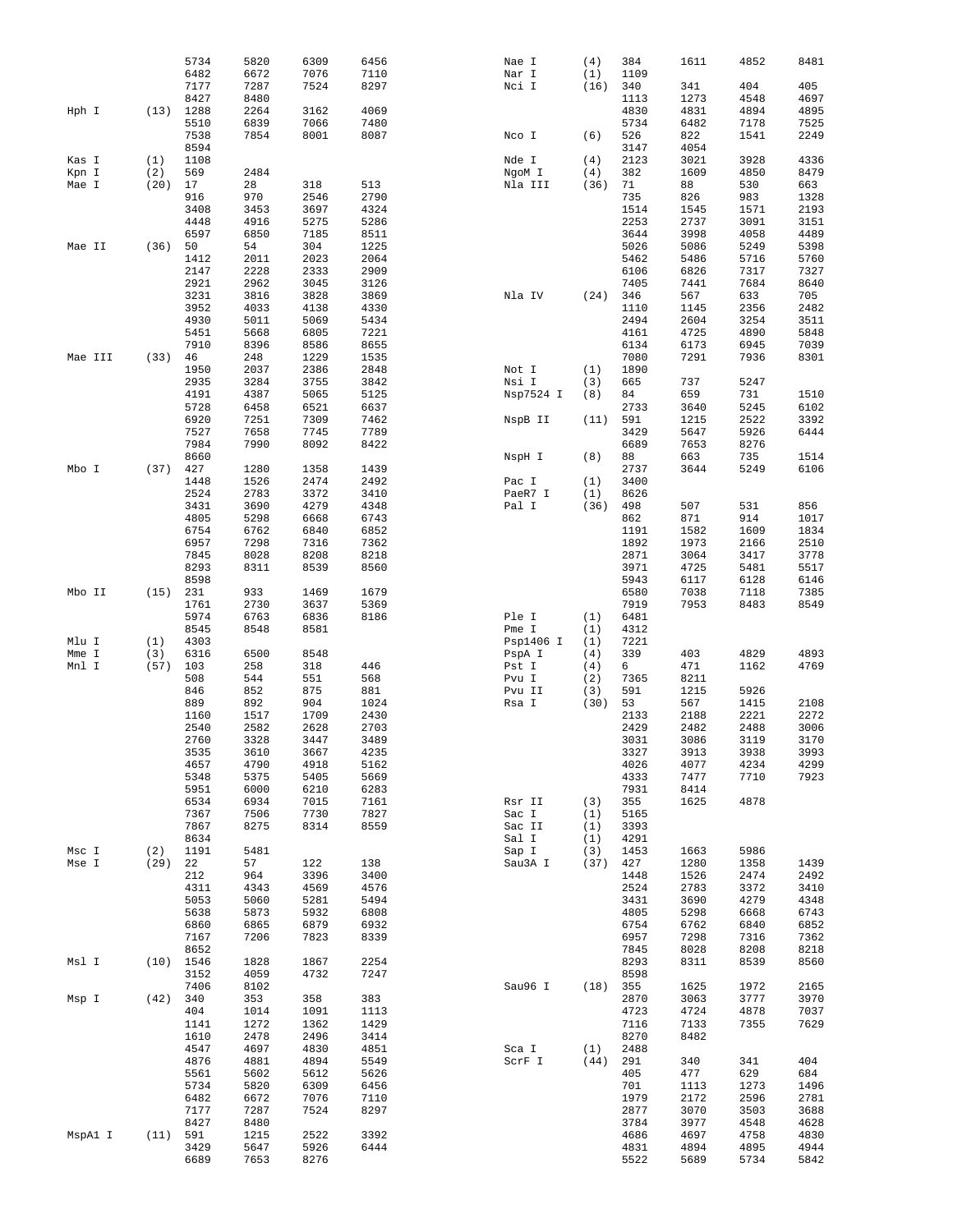```
                5734    5820    6309    6456
                6482    6672    7076    7110
                7177    7287    7524    8297
                8427    8480
Hph I     (13)  1288    2264    3162    4069
                5510    6839    7066    7480
                7538    7854    8001    8087
                8594
Kas I     (1)   1108
Kpn I     (2)   569     2484
Mae I     (20)  17      28      318     513
                916     970     2546    2790
                3408    3453    3697    4324
                4448    4916    5275    5286
                6597    6850    7185    8511
Mae II    (36)  50      54      304     1225
                1412    2011    2023    2064
                2147    2228    2333    2909
                2921    2962    3045    3126
                3231    3816    3828    3869
                3952    4033    4138    4330
                4930    5011    5069    5434
                5451    5668    6805    7221
                7910    8396    8586    8655
Mae III   (33)  46      248     1229    1535
                1950    2037    2386    2848
                2935    3284    3755    3842
                4191    4387    5065    5125
                5728    6458    6521    6637
                6920    7251    7309    7462
                7527    7658    7745    7789
                7984    7990    8092    8422
                8660
Mbo I     (37)  427     1280    1358    1439
                1448    1526    2474    2492
                2524    2783    3372    3410
                3431    3690    4279    4348
                4805    5298    6668    6743
                6754    6762    6840    6852
                6957    7298    7316    7362
                7845    8028    8208    8218
                8293    8311    8539    8560
                8598
Mbo II    (15)  231     933     1469    1679
                1761    2730    3637    5369
                5974    6763    6836    8186
                8545    8548    8581
Mlu I     (1)   4303
Mme I     (3)   6316    6500    8548
Mnl I     (57)  103     258     318     446
                508     544     551     568
                846     852     875     881
                889     892     904     1024
                1160    1517    1709    2430
                2540    2582    2628    2703
                2760    3328    3447    3489
                3535    3610    3667    4235
                4657    4790    4918    5162
                5348    5375    5405    5669
                5951    6000    6210    6283
                6534    6934    7015    7161
                7367    7506    7730    7827
                7867    8275    8314    8559
                8634
Msc I     (2)   1191    5481
Mse I     (29)  22      57      122     138
                212     964     3396    3400
                4311    4343    4569    4576
                5053    5060    5281    5494
                5638    5873    5932    6808
                6860    6865    6879    6932
                7167    7206    7823    8339
                8652
Msl I     (10)  1546    1828    1867    2254
                3152    4059    4732    7247
                7406    8102
Msp I     (42)  340     353     358     383
                404     1014    1091    1113
                1141    1272    1362    1429
                1610    2478    2496    3414
                4547    4697    4830    4851
                4876    4881    4894    5549
                5561    5602    5612    5626
                5734    5820    6309    6456
                6482    6672    7076    7110
                7177    7287    7524    8297
                8427    8480
MspA1 I   (11)  591     1215    2522    3392
                3429    5647    5926    6444
                6689    7653    8276
Nae I     (4)   384     1611    4852    8481
Nar I     (1)   1109
Nci I     (16)  340     341     404     405
                1113    1273    4548    4697
                4830    4831    4894    4895
                5734    6482    7178    7525
Nco I     (6)   526     822     1541    2249
                3147    4054
Nde I     (4)   2123    3021    3928    4336
NgoM I    (4)   382     1609    4850    8479
Nla III   (36)  71      88      530     663
                735     826     983     1328
                1514    1545    1571    2193
                2253    2737    3091    3151
                3644    3998    4058    4489
                5026    5086    5249    5398
                5462    5486    5716    5760
                6106    6826    7317    7327
                7405    7441    7684    8640
Nla IV    (24)  346     567     633     705
                1110    1145    2356    2482
                2494    2604    3254    3511
                4161    4725    4890    5848
                6134    6173    6945    7039
                7080    7291    7936    8301
Not I     (1)   1890
Nsi I     (3)   665     737     5247
Nsp7524 I (8)   84      659     731     1510
                2733    3640    5245    6102
NspB II   (11)  591     1215    2522    3392
                3429    5647    5926    6444
                6689    7653    8276
NspH I    (8)   88      663     735     1514
                2737    3644    5249    6106
Pac I     (1)   3400
PaeR7 I   (1)   8626
Pal I     (36)  498     507     531     856
                862     871     914     1017
                1191    1582    1609    1834
                1892    1973    2166    2510
                2871    3064    3417    3778
                3971    4725    5481    5517
                5943    6117    6128    6146
                6580    7038    7118    7385
                7919    7953    8483    8549
Ple I     (1)   6481
Pme I     (1)   4312
Psp1406 I (1)   7221
PspA I    (4)   339     403     4829    4893
Pst I     (4)   6       471     1162    4769
Pvu I     (2)   7365    8211
Pvu II    (3)   591     1215    5926
Rsa I     (30)  53      567     1415    2108
                2133    2188    2221    2272
                2429    2482    2488    3006
                3031    3086    3119    3170
                3327    3913    3938    3993
                4026    4077    4234    4299
                4333    7477    7710    7923
                7931    8414
Rsr II    (3)   355     1625    4878
Sac I     (1)   5165
Sac II    (1)   3393
Sal I     (1)   4291
Sap I     (3)   1453    1663    5986
Sau3A I   (37)  427     1280    1358    1439
                1448    1526    2474    2492
                2524    2783    3372    3410
                3431    3690    4279    4348
                4805    5298    6668    6743
                6754    6762    6840    6852
                6957    7298    7316    7362
                7845    8028    8208    8218
                8293    8311    8539    8560
                8598
Sau96 I   (18)  355     1625    1972    2165
                2870    3063    3777    3970
                4723    4724    4878    7037
                7116    7133    7355    7629
                8270    8482
Sca I     (1)   2488
ScrF I    (44)  291     340     341     404
                405     477     629     684
                701     1113    1273    1496
                1979    2172    2596    2781
                2877    3070    3503    3688
                3784    3977    4548    4628
                4686    4697    4758    4830
                4831    4894    4895    4944
                5522    5689    5734    5842
```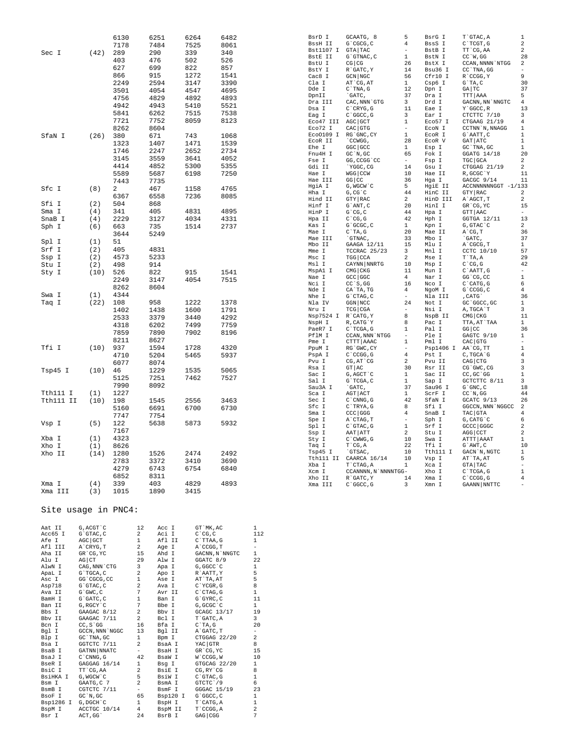| | | | | | |
|---|---|---|---|---|---|
| | | 6130 | 6251 | 6264 | 6482 |
| | | 7178 | 7484 | 7525 | 8061 |
| Sec I | (42) | 289 | 290 | 339 | 340 |
| | | 403 | 476 | 502 | 526 |
| | | 627 | 699 | 822 | 857 |
| | | 866 | 915 | 1272 | 1541 |
| | | 2249 | 2594 | 3147 | 3390 |
| | | 3501 | 4054 | 4547 | 4695 |
| | | 4756 | 4829 | 4892 | 4893 |
| | | 4942 | 4943 | 5410 | 5521 |
| | | 5841 | 6262 | 7515 | 7538 |
| | | 7721 | 7752 | 8059 | 8123 |
| | | 8262 | 8604 | | |
| SfaN I | (26) | 380 | 671 | 743 | 1068 |
| | | 1323 | 1407 | 1471 | 1539 |
| | | 1746 | 2247 | 2652 | 2734 |
| | | 3145 | 3559 | 3641 | 4052 |
| | | 4414 | 4852 | 5300 | 5355 |
| | | 5589 | 5687 | 6198 | 7250 |
| | | 7443 | 7735 | | |
| Sfc I | (8) | 2 | 467 | 1158 | 4765 |
| | | 6367 | 6558 | 7236 | 8085 |
| Sfi I | (2) | 504 | 868 | | |
| Sma I | (4) | 341 | 405 | 4831 | 4895 |
| SnaB I | (4) | 2229 | 3127 | 4034 | 4331 |
| Sph I | (6) | 663 | 735 | 1514 | 2737 |
| | | 3644 | 5249 | | |
| Spl I | (1) | 51 | | | |
| Srf I | (2) | 405 | 4831 | | |
| Ssp I | (2) | 4573 | 5233 | | |
| Stu I | (2) | 498 | 914 | | |
| Sty I | (10) | 526 | 822 | 915 | 1541 |
| | | 2249 | 3147 | 4054 | 7515 |
| | | 8262 | 8604 | | |
| Swa I | (1) | 4344 | | | |
| Taq I | (22) | 108 | 958 | 1222 | 1378 |
| | | 1402 | 1438 | 1600 | 1791 |
| | | 2533 | 3379 | 3440 | 4292 |
| | | 4318 | 6202 | 7499 | 7759 |
| | | 7859 | 7890 | 7902 | 8196 |
| | | 8211 | 8627 | | |
| Tfi I | (10) | 937 | 1594 | 1728 | 4320 |
| | | 4710 | 5204 | 5465 | 5937 |
| | | 6077 | 8074 | | |
| Tsp45 I | (10) | 46 | 1229 | 1535 | 5065 |
| | | 5125 | 7251 | 7462 | 7527 |
| | | 7990 | 8092 | | |
| Tth111 I | (1) | 1227 | | | |
| Tth111 II | (10) | 198 | 1545 | 2556 | 3463 |
| | | 5160 | 6691 | 6700 | 6730 |
| | | 7747 | 7754 | | |
| Vsp I | (5) | 122 | 5638 | 5873 | 5932 |
| | | 7167 | | | |
| Xba I | (1) | 4323 | | | |
| Xho I | (1) | 8626 | | | |
| Xho II | (14) | 1280 | 1526 | 2474 | 2492 |
| | | 2783 | 3372 | 3410 | 3690 |
| | | 4279 | 6743 | 6754 | 6840 |
| | | 6852 | 8311 | | |
| Xma I | (4) | 339 | 403 | 4829 | 4893 |
| Xma III | (3) | 1015 | 1890 | 3415 | |

## Site usage in PNC4:

| | | | | | |
|---|---|---|---|---|---|
| Aat II | G,ACGT`C | 12 | Acc I | GT`MK,AC | 1 |
| Acc65 I | G`GTAC,C | 2 | Aci I | C`CG,C | 112 |
| Afe I | AGC\|GCT | 1 | Afl II | C`TTAA,G | 1 |
| Afl III | A`CRYG,T | 2 | Age I | A`CCGG,T | - |
| Aha II | GR`CG,YC | 15 | Ahd I | GACNN,N`NNGTC | 1 |
| Alu I | AG\|CT | 29 | Alw I | GGATC 8/9 | 22 |
| AlwN I | CAG,NNN`CTG | 3 | Apa I | G,GGCC`C | 1 |
| ApaL I | G`TGCA,C | 2 | Apo I | R`AATT,Y | 5 |
| Asc I | GG`CGCG,CC | 1 | Ase I | AT`TA,AT | 5 |
| Asp718 | G`GTAC,C | 2 | Ava I | C`YCGR,G | 8 |
| Ava II | G`GWC,C | 7 | Avr II | C`CTAG,G | 1 |
| BamH I | G`GATC,C | 1 | Ban I | G`GYRC,C | 11 |
| Ban II | G,RGCY`C | 7 | Bbe I | G,GCGC`C | 1 |
| Bbs I | GAAGAC 8/12 | 2 | Bbv I | GCAGC 13/17 | 19 |
| Bbv II | GAAGAC 7/11 | 2 | Bcl I | T`GATC,A | 3 |
| Bcn I | CC,S`GG | 16 | Bfa I | C`TA,G | 20 |
| Bgl I | GCCN,NNN`NGGC | 13 | Bgl II | A`GATC,T | - |
| Blp I | GC`TNA,GC | 1 | Bpm I | CTGGAG 22/20 | 2 |
| Bsa I | GGTCTC 7/11 | 2 | BsaA I | YAC\|GTR | 8 |
| BsaB I | GATNN\|NNATC | - | BsaH I | GR`CG,YC | 15 |
| BsaJ I | C`CNNG,G | 42 | BsaW I | W`CCGG,W | 10 |
| BseR I | GAGGAG 16/14 | 1 | Bsg I | GTGCAG 22/20 | 1 |
| BsiC I | TT`CG,AA | 2 | BsiE I | CG,RY`CG | 8 |
| BsiHKA I | G,WGCW`C | 5 | BsiW I | C`GTAC,G | 1 |
| Bsm I | GAATG,C 7 | 2 | BsmA I | GTCTC`/9 | 6 |
| BsmB I | CGTCTC 7/11 | - | BsmF I | GGGAC 15/19 | 23 |
| BsoF I | GC`N,GC | 65 | Bsp120 I | G`GGCC,C | 1 |
| Bsp1286 I | G,DGCH`C | 1 | BspH I | T`CATG,A | 1 |
| BspM I | ACCTGC 10/14 | 4 | BspM II | T`CCGG,A | 2 |
| Bsr I | ACT,GG` | 24 | BsrB I | GAG\|CGG | 7 |
| BsrD I | GCAATG, 8 | 5 | BsrG I | T`GTAC,A | 1 |
| BssH II | G`CGCG,C | 4 | BssS I | C`TCGT,G | 2 |
| Bst1107 I | GTA\|TAC | - | BstB I | TT`CG,AA | 2 |
| BstE II | G`GTNAC,C | 1 | BstN I | CC`W,GG | 28 |
| BstU I | CG\|CG | 26 | BstX I | CCAN,NNNN`NTGG | 2 |
| BstY I | R`GATC,Y | 14 | Bsu36 I | CC`TNA,GG | - |
| Cac8 I | GCN\|NGC | 56 | Cfr10 I | R`CCGG,Y | 9 |
| Cla I | AT`CG,AT | 1 | Csp6 I | G`TA,C | 30 |
| Dde I | C`TNA,G | 12 | Dpn I | GA\|TC | 37 |
| DpnII | `GATC, | 37 | Dra I | TTT\|AAA | 5 |
| Dra III | CAC,NNN`GTG | 3 | Drd I | GACNN,NN`NNGTC | 4 |
| Dsa I | C`CRYG,G | 11 | Eae I | Y`GGCC,R | 13 |
| Eag I | C`GGCC,G | 3 | Ear I | CTCTTC 7/10 | 3 |
| Eco47 III | AGC\|GCT | 1 | Eco57 I | CTGAAG 21/19 | 4 |
| Eco72 I | CAC\|GTG | - | EcoN I | CCTNN`N,NNAGG | 1 |
| EcoO109 I | RG`GNC,CY | 1 | EcoR I | G`AATT,C | 1 |
| EcoR II | `CCWGG, | 28 | EcoR V | GAT\|ATC | 1 |
| Ehe I | GGC\|GCC | 1 | Esp I | GC`TNA,GC | 1 |
| Fnu4H I | GC`N,GC | 65 | Fok I | GGATG 14/18 | 20 |
| Fse I | GG,CCGG`CC | - | Fsp I | TGC\|GCA | 2 |
| Gdi II | `YGGC,CG | 14 | Gsu I | CTGGAG 21/19 | 2 |
| Hae I | WGG\|CCW | 10 | Hae II | R,GCGC`Y | 11 |
| Hae III | GG\|CC | 36 | Hga I | GACGC 9/14 | 11 |
| HgiA I | G,WGCW`C | 5 | HgiE II | ACCNNNNNNGGT -1/133 | |
| Hha I | G,CG`C | 44 | HinC II | GTY\|RAC | 2 |
| Hind II | GTY\|RAC | 2 | HinD III | A`AGCT,T | 2 |
| Hinf I | G`ANT,C | 20 | HinI I | GR`CG,YC | 15 |
| HinP I | G`CG,C | 44 | Hpa I | GTT\|AAC | - |
| Hpa II | C`CG,G | 42 | Hph I | GGTGA 12/11 | 13 |
| Kas I | G`GCGC,C | 1 | Kpn I | G,GTAC`C | 2 |
| Mae I | C`TA,G | 20 | Mae II | A`CG,T | 36 |
| Mae III | `GTNAC, | 33 | Mbo I | `GATC, | 37 |
| Mbo II | GAAGA 12/11 | 15 | Mlu I | A`CGCG,T | 1 |
| Mme I | TCCRAC 25/23 | 3 | Mnl I | CCTC 10/10 | 57 |
| Msc I | TGG\|CCA | 2 | Mse I | T`TA,A | 29 |
| Msl I | CAYNN\|NNRTG | 10 | Msp I | C`CG,G | 42 |
| MspA1 I | CMG\|CKG | 11 | Mun I | C`AATT,G | - |
| Nae I | GCC\|GGC | 4 | Nar I | GG`CG,CC | 1 |
| Nci I | CC`S,GG | 16 | Nco I | C`CATG,G | 6 |
| Nde I | CA`TA,TG | 4 | NgoM I | G`CCGG,C | 4 |
| Nhe I | G`CTAG,C | - | Nla III | ,CATG` | 36 |
| Nla IV | GGN\|NCC | 24 | Not I | GC`GGCC,GC | 1 |
| Nru I | TCG\|CGA | - | Nsi I | A,TGCA`T | 3 |
| Nsp7524 I | R`CATG,Y | 8 | NspB II | CMG\|CKG | 11 |
| NspH I | R,CATG`Y | 8 | Pac I | TTA,AT`TAA | 1 |
| PaeR7 I | C`TCGA,G | 1 | Pal I | GG\|CC | 36 |
| PflM I | CCAN,NNN`NTGG | - | Ple I | GAGTC 9/10 | 1 |
| Pme I | CTTT\|AAAC | 1 | Pml I | CAC\|GTG | - |
| PpuM I | RG`GWC,CY | - | Psp1406 I | AA`CG,TT | 1 |
| PspA I | C`CCGG,G | 4 | Pst I | C,TGCA`G | 4 |
| Pvu I | CG,AT`CG | 2 | Pvu II | CAG\|CTG | 3 |
| Rsa I | GT\|AC | 30 | Rsr II | CG`GWC,CG | 3 |
| Sac I | G,AGCT`C | 1 | Sac II | CC,GC`GG | 1 |
| Sal I | G`TCGA,C | 1 | Sap I | GCTCTTC 8/11 | 3 |
| Sau3A I | `GATC, | 37 | Sau96 I | G`GNC,C | 18 |
| Sca I | AGT\|ACT | 1 | ScrF I | CC`N,GG | 44 |
| Sec I | C`CNNG,G | 42 | SfaN I | GCATC 9/13 | 26 |
| Sfc I | C`TRYA,G | 8 | Sfi I | GGCCN,NNN`NGGCC | 2 |
| Sma I | CCC\|GGG | 4 | SnaB I | TAC\|GTA | 4 |
| Spe I | A`CTAG,T | - | Sph I | G,CATG`C | 6 |
| Spl I | C`GTAC,G | 1 | Srf I | GCCC\|GGGC | 2 |
| Ssp I | AAT\|ATT | 2 | Stu I | AGG\|CCT | 2 |
| Sty I | C`CWWG,G | 10 | Swa I | ATTT\|AAAT | 1 |
| Taq I | T`CG,A | 22 | Tfi I | G`AWT,C | 10 |
| Tsp45 I | `GTSAC, | 10 | Tth111 I | GACN`N,NGTC | 1 |
| Tth111 II | CAARCA 16/14 | 10 | Vsp I | AT`TA,AT | 5 |
| Xba I | T`CTAG,A | 1 | Xca I | GTA\|TAC | - |
| Xcm I | CCANNNN,N`NNNNTGG | - | Xho I | C`TCGA,G | 1 |
| Xho II | R`GATC,Y | 14 | Xma I | C`CCGG,G | 4 |
| Xma III | C`GGCC,G | 3 | Xmn I | GAANN\|NNTTC | - |